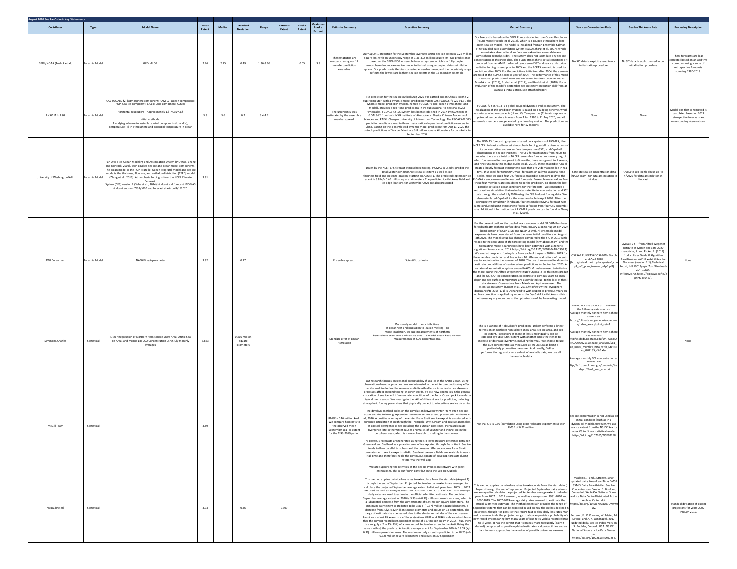August 2020 Sea Ice Outlook Key Statements

| Contributor | Type | Model Name | Arctic Extent | Median | Standard Deviation | Range | Antarctic Extent | Alaska Extent | Maximum Alaska Extent | Estimate Summary | Executive Summary | Method Summary | Sea Ice Concentration Data | Sea Ice Thickness Data | Processing Description |
|---|---|---|---|---|---|---|---|---|---|---|---|---|---|---|---|
| GFDL/NOAA (Bushuk et al.) | Dynamic Model | GFDL-FLOR | 2.26 | 2.25 | 0.49 | 1.36-3.06 | | 0.05 | 3.8 | These statistics are computed using our 12 member prediction ensemble. | Our August 1 prediction for the September-averaged Arctic sea-ice extent is 2.26 million square km, with an uncertainty range of 1.36-3.06 million square km. Our prediction is based on the GFDL-FLOR ensemble forecast system, which is a fully-coupled atmosphere-land-ocean-sea ice model initialized using a coupled data assimilation system. Our prediction is the bias-corrected ensemble mean, and the uncertainty range reflects the lowest and highest sea ice extents in the 12-member ensemble. | Our forecast is based on the GFDL Forecast-oriented Low Ocean Resolution (FLOR) model (Vecchi et al. 2014), which is a coupled atmosphere-land-ocean-sea ice model. The model is initialized from an Ensemble Kalman Filter coupled data assimilation system (ECDA; Zhang et al. 2007), which assimilates observational surface and subsurface ocean data and atmospheric reanalysis data. The system does not assimilate any sea ice concentration or thickness data. The FLOR atmospheric initial conditions are produced from an AMIP run forced by observed SST and sea ice. Historical radiative forcing is used prior to 2005 and the RCP4.5 scenario is used for predictions after 2005. For the predictions initialized after 2004, the aerosols are fixed at the RCP4.5 scenario year of 2004. The performance of this model in seasonal prediction of Arctic sea ice extent has been documented in Msadek et al. (2014), Bushuk et al. (2017), and Bushuk et al. (2018). For an evaluation of the model's September sea ice-extent prediction skill from an August 1 initialization, see attached report. | No SIC data is explicitly used in our initialization procedure. | No SIT data is explicitly used in our initialization procedure. | These forecasts are bias corrected based on an additive correction using a suite of retrospective forecasts spanning 1980-2019. |
| ANSO IAP-LASG | Dynamic Model | CAS-FGOALS-f2 (Atmospheric component: FAMIL2 ; Ocean component: POP; Sea ice component: CICE4; Land component: CLM4) Horizontal resolutions: Approximately 1¡ã¡Á1¡ã Initial methods: A nudging scheme to assimilate wind components (U and V), Temperature (T) in atmosphere and potential temperature in ocean | 3.8 | 3.6 | 0.2 | 3.4-4.2 | | | | The uncertainty was estimated by the ensemble member spread. | The prediction for the sea ice outlook Aug 2020 was carried out on China's Tianhe-2 supercomputer, with a dynamic model prediction system CAS FGOALS-f2 S2S V1.3 . The dynamic model prediction system, named FGOALS-f2 (ice-ocean-atmosphere-land model), provides a real-time predictions in the subseasonal-to-seasonal (S2S) timescales. FGOALS-f2 S2S system has been established in 2017 by R&D team of FGOALS-f2 from both LASG Institute of Atmospheric Physics Chinese Academy of Sciences and PAGEL Chengdu University of Information Technology. The FGOALS-f2 S2S prediction results are used in three major national operational prediction centers in China. Basing on the 4-month lead dynamic model prediction from Aug 11, 2020 the outlook predictions of Sea Ice Extent are 3.8 million square kilometers for pan-Arctic in September 2020. | FGOALS-f2 S2S V1.3 is a global coupled dynamic prediction system. The initialization of this prediction system is based on a nudging scheme, which assimilates wind components (U and V), Temperature (T) in atmosphere and potential temperature in ocean from 1 Jan 1980 to 11 Aug 2020, and 48 ensemble members are generated by a time-lag method. The predictions are available here for 12 months. | None | None | Model bias that is removed is calculated based on 2019 retrospective forecasts and corresponding observations. |
| University of Washington/APL | Dynamic Model | Pan-Arctic Ice-Ocean Modeling and Assimilation System (PIOMAS, Zhang and Rothrock, 2003), with coupled sea ice and ocean model components. The ocean model is the POP (Parallel Ocean Program) model and sea ice model is the thickness, floe size, and enthalpy distribution (TFED) model (Zhang et al., 2016). Atmospheric forcing is from the NCEP Climate Forecast System (CFS) version 2 (Saha et al., 2014) hindcast and forecast. PIOMAS hindcast ends on 7/31/2020 and forecast starts on 8/1/2020. | 3.81 | | | | | | | | Driven by the NCEP CFS forecast atmospheric forcing, PIOMAS is used to predict the total September 2020 Arctic sea ice extent as well as ice thickness field and ice edge location, starting on August 1. The predicted September ice extent is 3.81+/- 0.40 million square kilometers. The predicted ice thickness field and ice-edge locations for September 2020 are also presented | The PIOMAS forecasting system is based on a synthesis of PIOMAS, the NCEP CFS hindcast and forecast atmospheric forcing, satellite observations of ice concentration and sea surface temperature (SST), and CryoSat2 observations of sea ice thickness. The CFS forecast ranges from hours to months: there are a total of 16 CFS ensemble forecast runs every day, of which four ensemble runs go out to 9 months, three runs go out to 1 season, and nine runs go out to 45 days (Saha et al., 2014). These ensemble runs all create 6-hourly forecast atmospheric data that are widely accessible in real time, thus ideal for forcing PIOMAS forecasts on daily to seasonal time scales. Here we used four CFS forecast ensemble members to drive the PIOMAS ice-ocean ensemble seasonal forecasts. Ensemble mean values from these four members are considered to be the prediction. To obtain the best possible initial ice-ocean conditions for the forecasts, we conducted a retrospective simulation that assimilates satellite ice concentration and SST data through the end of July 2020 using the CFS hindcast forcing data. We also assimilated CryoSat2 ice thickness available to April 2020. After the retrospective simulation (hindcast), four ensemble PIOMAS forecast runs were conducted using atmospheric forecast forcing from four CFS ensemble runs. Additional information about PIOMAS prediction can be found in Zhang et al. (2008). | Satellite sea ice concentration data (NASA team) for data assimilation in hindcast. | CryoSat2 sea ice thickness up to 4/2020 for data assimilation in hindcast. | |
| AWI Consortium | Dynamic Model | NAOSIM opt-parameter | 3.82 | | 0.17 | | | | | Ensemble spread. | Scientific curiosity. | For the present outlook the coupled sea ice-ocean model NAOSIM has been forced with atmospheric surface data from January 1948 to August 8th 2020 (combination of NCEP-CFSR and NCEP-CFSv2). All ensemble model experiments have been started from the same initial conditions on August 8th 2020. The model setup has changed compared to the SIO in 2019 with respect to the resolution of the forecasting model (now about 25km) and the forecasting model's parameters have been optimized with a generic algorithm (Sumata et al, 2019, https://doi.org/10.1175/MWR-D-18-0360.1). We used atmospheric forcing data from each of the years 2010 to 2019 for the ensemble prediction and thus obtain 10 different realizations of potential sea ice evolution for the summer of 2020. The use of an ensemble allows to estimate probabilities of sea-ice extent predictions for September 2020. A variational assimilation system around NAOSIM has been used to initialize the model using the Alfred Wegener Institute's CryoSat-2 ice thickness product and the OSI SAF ice concentration. In contrast to previous years no snow depth and sea surface temperature are assimilated due to the lack of these data streams. Observations from March and April were used. The assimilation system (Kauker et al, 2015,http://www.the-cryosphere-discuss.net/tc-2015-171) is unchanged to with respect to previous years but no bias correction is applied any more to the CryoSat-2 ice thickness - this is not necessary any more due to the optimization of the forecasting model. | OSI SAF EUMETSAT OSI-401b March and April 2020 (http://osisaf.met.no/docs/osisaf_cdop3_ss2_pum_ice conc_v1p6.pdf) | CryoSat-2 SIT from Alfred Wegener Institute of March and April 2020 (Hendricks, S. and Ricker, R. (2019): Product User Guide & Algorithm Specification: AWI CryoSat-2 Sea Ice Thickness (version 2.1), Technical Report, hdl:10013/epic.7dacf2fe-bead-4a1b-a266-c4fdd022877f,https://epic.awi.de/id/eprint/49542/). | None |
| Simmons, Charles | Statistical | Linear Regression of Northern Hemisphere Snow Area, Arctic Sea Ice Area, and Mauna Loa CO2 Concentration using July monthly averages | 3.823 | | 0.316 million square kilometers | | | | | Standard Error of Linear Regression | We loosely model the contributions of ocean heat and insolation to sea ice melting. To model insolation, we use measurements of northern hemisphere snow area and sea ice area. To model ocean heat, we use measurements of CO2 concentrations. | This is a variant of Rob Dekker's prediction. Dekker performs a linear regression on northern hemisphere snow area, sea ice area, and sea ice extent. Predictions of more or less similar quality can be obtained by substituting Extent with another series that tends to increase or decrease over time, including the year. We choose to use the CO2 concentration as measured at Mauna Loa as being a particularly provocative measure. Additionally, Dekker performs the regression on a subset of available data, we use all the available data | We do not use SIC nor SIT. We use the following data sources: Average monthly northern hemisphere snow area: https://climate.rutgers.edu/snowcover/table_area.php?ui_set=1 Average monthly northern hemisphere sea ice area: ftp://sidads.colorado.edu/DATASETS/NOAA/G02135/seaice_analysis/Sea_Ice_Index_Monthly_Data_with_Statistics_G02135_v3.0.xlsx Average monthly CO2 concentration at Mauna Loa: ftp://aftp.cmdl.noaa.gov/products/trends/co2/co2_mm_mlo.txt | | None |
| McGill Team | Statistical | | 3.89 | | | | | | | RMSE = 0.46 million km2. We compare hindcasts to the observed mean September sea ice extent for the 1993-2019 period. | Our research focuses on seasonal predictability of sea ice in the Arctic Ocean, using observations-based approaches. We are interested in the winter preconditioning effect on the pack ice before the summer melt. Specifically, we investigate how dynamic processes affect preconditioning, in other words, we ask how anomalies in the general circulation of sea ice will influence later conditions of the Arctic Ocean pack ice under a typical melt season. We investigate the skill of different sea ice predictors, including atmospheric forcing parameters that physically connect to wintertime sea ice dynamics. The doveSIE method builds on the correlation between winter Fram Strait sea ice export and the following September minimum sea ice extent, presented in Williams et al., 2016. A positive anomaly of the winter Fram Strait sea ice export is associated with enhanced circulation of ice through the Transpolar Drift Stream and positive anomalies of coastal divergence of sea ice along the Eurasian coastlines. Increased coastal divergence late in the winter causes anomalies of younger and thinner ice in the peripheral seas, which is more vulnerable to melting in the summer. The doveSIE forecasts are generated using the sea level pressure difference between Greenland and Svalbard as a proxy for area of ice exported through Fram Strait. Sea ice tends to flow parallel to isobars and the pressure difference across Fram Strait correlates with sea ice export (r=0.44). Sea level pressure fields are available in near-real-time and therefore enable the continuous update of doveSIE forecasts during winter via the web app. We are supporting the activities of the Sea Ice Prediction Network with great enthusiasm. This is our fourth contribution to the Sea Ice Outlook. | regional SIE is 0.90 (correlation using cross-validated experiments) with RMSE of 0.22 million | Sea ice concentration is not used as an initial condition (such as in a dynamical model). However, we use sea ice extent from the NSIDC Sea Ice Index V3 to fit our statistical model. https://doi.org/10.7265/N5K072F8 | | |
| NSIDC (Meier) | Statistical | | 3.93 | | 0.36 | | 18.09 | | | | This method applies daily ice loss rates to extrapolate from the start date (August 1) through the end of September. Projected September daily extents are averaged to calculate the projected September average extent. Individual years from 2005 to 2017 are used, as well as averages over 1981-2010 and 2007-2019. The 2007-2019 average daily rates are used to estimate the official submitted estimate. The predicted September average extent for 2020 is 3.93 (+/-0.36) million square kilometers, which is a substantial decrease from the July estimate of 4.44 million square kilometers. The minimum daily extent is predicted to be 3.81 (+/-0.37) million square kilometers, a decrease from Julys 4.32 million square kilometers and occurs on 14 September. The range of estimates has decreased due to the shorter remainder of the melt season. Based on the last 15 years, two of the projections (2008 and 2012) yield an extent lower than the current record low September extent of 3.57 million sq km in 2012. Thus, there is a roughly a 2 in 15 (13%) of a new record September extent in the ArcticUsing the same method, the predicted Antarctic average extent for September 2020 is 18.09 (+/-0.30) million square kilometers. The maximum daily extent is predicted to be 18.20 (+/-0.32) million square kilometers and occurs on 30 September. | This method applies daily ice loss rates to extrapolate from the start date (1 August) through the end of September. Projected September daily extents are averaged to calculate the projected September average extent. Individual years from 2007 to 2019 are used, as well as averages over 1981-2010 and 2007-2019. The 2007-2019 average daily rates are used to estimate the official submitted estimate. The method essentially provides the range of September extents that can be expected based on how the ice has declined in past years, though it is possible that record fast or slow daily loss rates may yield a value outside the projected range. It also can provide a probability of a new record by comparing how many years of loss rates yield a record relative to all years. It has the benefit that it can easily and frequently (daily if desired) be updated to provide updated estimates and probabilities and as the minimum approaches the window of possible outcomes narrows. | Maslanik, J. and J. Stroeve. 1999, updated daily. Near-Real-Time DMSP SSMIS Daily Polar Gridded Sea Ice Concentrations, Version 1. Boulder, Colorado USA. NASA National Snow and Ice Data Center Distributed Active Archive Center. doi: https://doi.org/10.5067/U8C09DWVX9LM. Fetterer, F., K. Knowles, W. Meier, M. Savoie, and A. K. Windnagel. 2017, updated daily. Sea Ice Index, Version 3. Boulder, Colorado USA. NSIDC: National Snow and Ice Data Center. doi: https://doi.org/10.7265/N5K072F8. | | Standard deviation of extent projections for years 2007 through 2019. |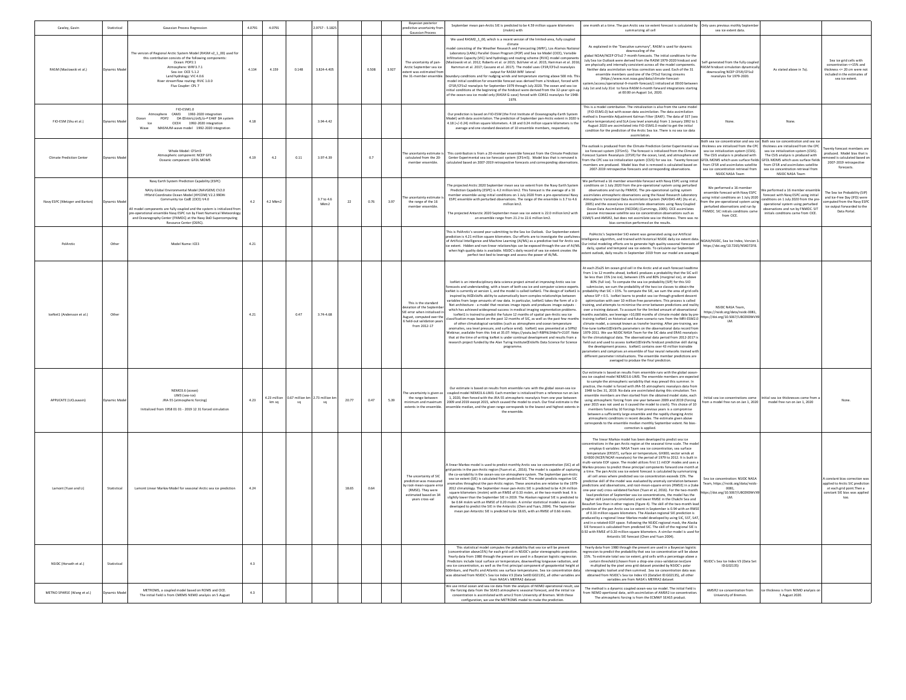| Cawley, Gavin | Statistical | Gaussian Process Regression | 4.0791 | 4.0791 | | 2.9757 - 5.1825 | | | | Bayesian posterior predictive uncertainty from Gaussian Process | September mean pan-Arctic SIE is predicted to be 4.59 million square kilometers (mskm) with | one month at a time. The pan Arctic sea ice extent forecast is calculated by summarizing all cell | Only uses previous monthly September sea ice extent data. | | |
|---|---|---|---|---|---|---|---|---|---|---|---|---|---|---|---|
| RASM (Maslowski et al.) | Dynamic Model | The version of Regional Arctic System Model (RASM v2_1_00) used for this contribution consists of the following components: Ocean: POP2.1 Atmosphere: WRF3.7.1 Sea-ice: CICE 5.1.2 Land hydrology: VIC 4.0.6 River streamflow routing: RVIC 1.0.0 Flux Coupler: CPL 7 | 4.134 | 4.159 | 0.148 | 3.824-4.405 | | 0.508 | 3.927 | The uncertainty of pan-Arctic September sea ice extent was estimated from the 31-member ensemble. | We used RASM2_1_00, which is a recent version of the limited-area, fully coupled climate model consisting of the Weather Research and Forecasting (WRF), Los Alamos National Laboratory (LANL) Parallel Ocean Program (POP) and Sea Ice Model (CICE), Variable Infiltration Capacity (VIC) land hydrology and routing scheme (RVIC) model components (Maslowski et al. 2012; Roberts et al. or 2015; DuVivier et al. 2015; Hamman et al. 2016; Hamman et al. 2017; Cassano et al. 2017). The model uses CFSR/CFSv2 reanalysis output for RASM-WRF lateral boundary conditions and for nudging winds and temperature starting above 500 mb. This model initial condition for ensemble forecast was derived from a hindcast, forced with CFSR/CFSv2 reanalysis for September 1979 through July 2020. The ocean and sea ice initial conditions at the beginning of the hindcast were derived from the 32-year spin-up of the ocean-sea ice model only (RASM G-case) forced with CORE2 reanalysis for 1948-1979. | As explained in the "Executive summary", RASM is used for dynamic downscaling of the global NOAA/NCEP CFSv2 7-month forecasts. The initial conditions for the July Sea Ice Outlook were derived from the RASM 1979-2020 hindcast and are physically and internally consistent across all the model components. Neither data assimilation nor bias correction was used. Each of the 31 ensemble members used one of the CFSv2 forcing streams (https://www.ncei.noaa.gov/data/climate-forecast-system/access/operational-9-month-forecast/) initialized at 00:00 between July 1st and July 31st to force RASM 6-month forward integrations starting at 00:00 on August 1st, 2020. | Self-generated from the fully coupled RASM hindcast simulation dynamically downscaling NCEP CFSR/CFSv2 reanalysis for 1979-2020. | As stated above in 7a). | Sea ice grid cells with concentration <=15% and thickness <= 20 cm were not included in the estimates of sea ice extent. |
| FIO-ESM (Shu et al.) | Dynamic Model | FIO-ESM1.0 Atmosphere CAM3 1992-2020 integration Ocean POP2 DA EAKF DA system Ice CICE4 1992-2020 integration Wave MASNUM-wave model 1992-2020 integration | 4.18 | | | 3.94-4.42 | | | | | Our prediction is based on FIO-ESM (the First Institute of Oceanography-Earth System Model) with data assimilation. The prediction of September pan-Arctic extent in 2020 is 4.18 (+/-0.24) million square kilometers. 4.18 and 0.24 million square kilometers is the average and one standard deviation of 10 ensemble members, respectively. | This is a model contribution. The initialization is also from the same model (FIO-ESM1.0) but with ocean data assimilation. The data assimilation method is Ensemble Adjustment Kalman Filter (EAKF). The data of SST (sea surface temperature) and SLA (sea level anomaly) from 1 January 1992 to 1 August 2020 are assimilated into FIO-ESM1.0 model to get the initial condition for the prediction of the Arctic Sea Ice. There is no sea ice data assimilation. | None. | None. | |
| Climate Prediction Center | Dynamic Model | Whole Model: CFSm5 Atmospheric component: NCEP GFS Oceanic component: GFDL MOM5 | 4.19 | 4.2 | 0.11 | 3.97-4.39 | | 0.7 | | The uncertainty estimate is calculated from the 20-member ensemble. | This contribution is from a 20-member ensemble forecast from the Climate Prediction Center Experimental sea ice forecast system (CFSm5). Model bias that is removed is calculated based on 2007-2019 retrospective forecasts and corresponding observations. | The outlook is produced from the Climate Prediction Center Experimental sea ice forecast system (CFSm5). The forecast is initialized from the Climate Forecast System Reanalysis (CFSR) for the ocean, land, and atmosphere and from the CPC sea ice initialization system (CSIS) for sea ice. Twenty forecast members are produced. Model bias that is removed is calculated based on 2007-2019 retrospective forecasts and corresponding observations. | Both sea ice concentration and sea ice thickness are initialized from the CPC sea ice initialization system (CSIS). The CSIS analysis is produced with GFDL MOM5 which uses surface fields from CFSR and assimilates satellite sea ice concentration retrieval from NSIDC NASA Team | Both sea ice concentration and sea ice thickness are initialized from the CPC sea ice initialization system (CSIS). The CSIS analysis is produced with GFDL MOM5 which uses surface fields from CFSR and assimilates satellite sea ice concentration retrieval from NSIDC NASA Team | Twenty forecast members are produced. Model bias that is removed is calculated based on 2007-2019 retrospective forecasts. |
| Navy ESPC (Metzger and Barton) | Dynamic Model | Navy Earth System Prediction Capability (ESPC) NAVy Global Environmental Model (NAVGEM) CV2.0 HYbrid Coordinate Ocean Model (HYCOM) V2.2.99DHi Community Ice CodE (CICE) V4.0 All model components are fully coupled and the system is initialized from pre-operational ensemble Navy ESPC run by Fleet Numerical Meteorology and Oceanography Center (FNMOC) at the Navy DoD Supercomputing Resource Center (DSRC). | 4.2 | 4.2 Mkm2 | | 3.7 to 4.6 Mkm2 | 22 | 0.76 | 3.97 | The uncertainty estimate is the range of the 16 member ensemble. | The projected Arctic 2020 September mean sea ice extent from the Navy Earth System Prediction Capability (ESPC) is 4.2 million km2. This forecast is the average of a 16 member ensemble using initial conditions on 1 July 2020 from a pre-operational Navy ESPC ensemble with perturbed observations. The range of the ensemble is 3.7 to 4.6 million km2. The projected Antarctic 2020 September mean sea ice extent is 22.0 million km2 with an ensemble range from 21.2 to 22.6 million km2. | We performed a 16 member ensemble forecast with Navy ESPC using initial conditions on 1 July 2020 from the pre-operational system using perturbed observations and run by FNMOC. The pre-operational cycling system assimilates atmospheric observations using the Naval Research Laboratory Atmospheric Variational Data Assimilation System (NAVDAS-AR) (Xu et al., 2005) and the ocean/sea ice assimilate observations using Navy Coupled Ocean Data Assimilation (NCODA) (Cummings, 2005). CICE assimilates passive microwave satellite sea ice concentration observations such as SSMI/S and AMSR2, but does not assimilate sea ice thickness. There was no bias correction performed on the results. | We performed a 16 member ensemble forecast with Navy ESPC using initial conditions on 1 July 2020 from the pre-operational system using perturbed observations and run by FNMOC. SIC initials conditions came from CICE. | We performed a 16 member ensemble forecast with Navy ESPC using initial conditions on 1 July 2020 from the pre-operational system using perturbed observations and run by FNMOC. SIT initials conditions came from CICE. | The Sea Ice Probability (SIP) and Ice-Free Day (IFD) were computed from the Navy ESPC ice output forwarded to the Data Portal. |
| PolArctic | Other | Model Name: ICE3 | 4.21 | | | | | | | | This is PolArctic's second year submitting to the Sea Ice Outlook. Our September extent prediction is 4.21 million square kilometers. Our efforts are to investigate the usefulness of Artificial Intelligence and Machine Learning (AI/ML) as a predictive tool for Arctic sea ice extent. Hidden and non-linear relationships can be exposed through the use of AI/ML when high quality data is available. NSIDC's daily record of sea ice extent creates the perfect test bed to leverage and assess the power of AI/ML. | PolArctic's September SIO extent was generated using our Artificial Intelligence algorithm, and trained with historical NSIDC daily ice extent data. Our initial modeling efforts are to generate high quality seasonal forecasts of daily, spatial and temporal sea ice extents. To calculate our September extent outlook, daily results in September 2019 from our model are averaged. | NOAA/NSIDC, Sea Ice Index, Version 3, https://doi.org/10.7265/N5K072F8. | | |
| IceNet1 (Andersson et al.) | Other | | 4.21 | | 0.47 | 3.74-4.68 | | | | This is the standard deviation of the September SIE error when initialised in August, computed over the 6 held-out validation years from 2012-17 | IceNet is an interdisciplinary data science project aimed at improving Arctic sea ice forecasts and understanding, with a team of both sea ice and computer science experts. IceNet is currently at version 1, and the model is called IceNet1. The design of IceNet1 is inspired by AIâs ability to automatically learn complex relationships between variables from large amounts of raw data. In particular, IceNet1 takes the form of a U-Net architecture - a model that receives image inputs and produces image outputs - which has achieved widespread success in medical imaging segmentation problems. IceNet1 is trained to predict the future 12 months of spatial pan-Arctic sea ice classification maps based on the past 12 months of SIC, as well as the past few months of other climatological variables (such as atmosphere and ocean temperature anomalies, sea level pressure, and surface wind). IceNet1 was presented at a SIPN2 Webinar, available from this link at 35:07: https://youtu.be/I-R8PhkSHdo?t=2107. Note that at the time of writing IceNet is under continual development and results from a research project funded by the Alan Turing Instituteâs Data Science for Science programme. | At each 25x25 km ocean grid cell in the Arctic and at each forecast leadtime from 1 to 12 months ahead, IceNet1 produces a probability that the SIC will be less than 15% (no ice), between 15% and 80% (marginal ice), or above 80% (full ice). To compute the sea ice probability (SIP) for this SIO submission, we sum the probability of the two ice classes to obtain the probability that SIC > 15%. To compute the SIE, we sum the area of grid cells whose SIP > 0.5. IceNet learns to predict sea ice through gradient descent optimisation with over 10 million free parameters. This process is called training, and attempts to minimise the error between predictions and reality over a training dataset. To account for the limited amount of observational months available, we leverage >10,000 months of climate model data by pre-training IceNet1 on historical and future scenario runs from the MRI-ESM2.0 climate model, a concept known as transfer learning. After pre-training, we fine-tune IceNet1âs parameters on the observational data record from 1979-2011. We use NSIDC NASA Team for the SIC data and ERA5 reanalysis for the climatological data. The observational data period from 2012-2017 is held out and used to assess IceNet1âs hindcast predictive skill during the development process. IceNet1 contains over 43 million trainable parameters and comprises an ensemble of four neural networks trained with different parameter initialisations. The ensemble member predictions are averaged to produce the final prediction. | NSIDC NASA Team, https://nsidc.org/data/nsidc-0081, https://doi.org/10.5067/U8C09DWVX9LM. | | |
| APPLICATE (UCLouvain) | Dynamic Model | NEMO3.6 (ocean) LIM3 (sea-ice) JRA-55 (atmospheric forcing) Initialized from 1958 01 01 - 2019 12 31 forced simulation | 4.23 | 4.23 million km sq | 0.67 million km sq | 2.73 million km sq | 20.77 | 0.47 | 5.39 | The uncertainty is given as the range between minimum and maximum extents in the ensemble. | Our estimate is based on results from ensemble runs with the global ocean-sea ice coupled model NEMO3.6-LIM3. Each member is initialized from a reference run on Jan 1, 2020, then forced with the JRA-55 atmospheric reanalysis from one year between 2009 and 2019 except 2015, which caused the model to crash. Our final estimate is the ensemble median, and the given range corresponds to the lowest and highest extents in the ensemble. | Our estimate is based on results from ensemble runs with the global ocean-sea ice coupled model NEMO3.6-LIM3. The ensemble members are expected to sample the atmospheric variability that may prevail this summer. In practice, the model is forced with JRA-55 atmospheric reanalysis data from 1948 to Dec 31, 2019. No data are assimilated during this simulation. Ten ensemble members are then started from the obtained model state, each using atmospheric forcing from one year between 2009 and 2019 (forcing year 2015 was not used as it caused the model to crash). This choice of 10 members forced by 10 forcings from previous years is a compromise between a sufficiently large ensemble and the rapidly changing Arctic atmospheric conditions in recent decades. The estimate given above corresponds to the ensemble median monthly September extent. No bias-correction is applied. | Initial sea ice concentrations come from a model free run on Jan 1, 2020 | Initial sea ice thicknesses come from a model free run on Jan 1, 2020 | None. |
| Lamont (Yuan and Li) | Statistical | Lamont Linear Markov Model for seasonal Arctic sea ice prediction | 4.24 | | | | 18.65 | 0.64 | | The uncertainty of SIC prediction was measured by root-mean-square error (RMSE). They were estimated from 34 years cross-val | A linear Markov model is used to predict monthly Arctic sea ice concentration (SIC) at all grid points in the pan-Arctic region (Yuan et al., 2016). The model is capable of capturing the co-variability in the ocean-sea ice-atmosphere system. The September pan-Arctic sea ice extent (SIE) is calculated from predicted SIC. The model predicts negative SIC anomalies throughout the pan-Arctic region. These anomalies are relative to the 1979-2012 climatology. The September mean pan-Arctic SIE is predicted to be 4.24 million square kilometers (mskm) with an RMSE of 0.33 mskm, at the two-month lead. It is slightly lower than the September SIE in 2019. The Alaskan regional SIE is predicted to be 0.64 mskm with an RMSE of 0.20 mskm. A similar statistical models was also developed to predict the SIE in the Antarctic (Chen and Yuan, 2004). The September mean pan Antarctic SIE is predicted to be 18.65, with an RMSE of 0.66 mskm. | The linear Markov model has been developed to predict sea ice concentrations in the pan Arctic region at the seasonal time scale. The model employs 6 variables: NASA Team sea ice concentration, sea surface temperature (ERSST), surface air temperature, GH300, vector winds at GH300 (NCEP/NCAR reanalysis) for the period of 1979 to 2012. It is built in multi-variate EOF space. The model utilizes first 11 mEOF modes and uses a Markov process to predict these principal components forward one month at a time. The pan Arctic sea ice extent forecast is calculated by summarizing all cell areas where predicted sea ice concentration exceeds 15%. The predictive skill of the model was evaluated by anomaly correlation between predictions and observations, and root-mean-square errors (RMSE) in a (take one-year out) cross-validated fashion (Yuan et al, 2016). For the two-month lead prediction of September sea ice concentrations, the model has the higher skill (anomaly correlation) and lower RMSE in the Chukchi Sea and Beaufort Sea than in other regions (figure 4). The skill of the two-month lead prediction of the pan Arctic sea ice extent in September is 0.94 with an RMSE of 0.33 million square kilometers. The Alaskan regional SIE prediction is produced by a regional linear Markov model developed by using SIC, SST, SAT, and in a rotated-EOF space. Following the NSIDC regional mask, the Alaska SIE forecast is calculated from predicted SIC. The skill of the regional SIE is 0.92 with RMSE of 0.20 million square kilometers. A similar model is used for Antarctic SIE forecast (Chen and Yuan 2004). | Sea ice concentration: NSIDC NASA Team, https://nsidc.org/data/nsidc-0081, https://doi.org/10.5067/U8C09DWVX9LM. | | A constant bias correction was applied to Arctic SIC prediction at each grid point.Then a constant SIE bias was applied too. |
| NSIDC (Horvath et al.) | Statistical | | 4.3 | | | | | | | | This statistical model computes the probability that sea ice will be present (concentration above15%) for each grid cell in NSIDC's polar stereographic projection. Yearly data from 1980 through the present are used in a Bayesian logistic regression. Predictors include local surface air temperature, downwelling longwave radiation, and sea ice concentration, as well as the first principal component of geopotential height at 500mbars, and Pacific and Atlantic sea surface temperatures. Sea ice concentration data was obtained from NSIDC's Sea Ice Index V3 (Data SetID:G02135), all other variables are from NASA's MERRA2 dataset | Yearly data from 1980 through the present are used in a Bayesian logistic regression to predict the probability that sea ice concentration will be above 15%. To estimate total sea ice extent, grid cells with a percentage above a certain threshold (chosen from a drop-one cross-validation test)are multiplied by the pixel area grid dataset provided by NSIDC's polar stereographic toolset and then summed. Sea ice concentration data was obtained from NSIDC's Sea Ice Index V3 (DataSet ID:G02135), all other variables are from NASA's MERRA2 dataset | NSIDC's Sea Ice Index V3 (Data Set ID:G02135) | | |
| METNO SPARSE (Wang et al.) | Dynamic Model | METROMS, a coupled model based on ROMS and CICE. The initial field is from CMEMS NEMO analysis on 5 August | 4.3 | | | | | | | | We use initial ocean and sea ice data from the analysis of NEMO operational result, use the forcing data from the SEAS5 atmospheric seasonal forecast, and the initial ice concentration is assimilated with amsr2 from University of Bremen. With these configuration, we use the METROMS model to make the prediction. | The method is a dynamic coupled ocean-sea ice model. The initial field is from NEMO opertional data, with assimilation of AMSR2 ice concentration. The atmospheric forcing is from the ECMWF SEAS5 product. | AMSR2 ice concentration from University of Bremen. | Ice thickness is from NEMO analysis on 5 August 2020. | |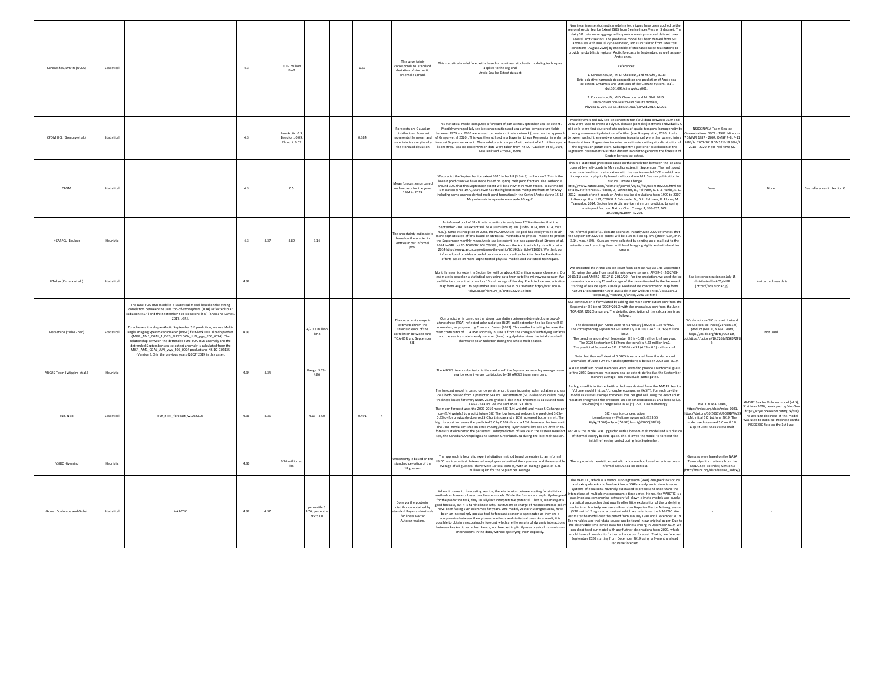| | | | | | | | | | | | | | | | |
|---|---|---|---|---|---|---|---|---|---|---|---|---|---|---|---|
| Kondrashov, Dmitri (UCLA) | Statistical | | 4.3 | | 0.12 million Km2 | | | 0.57 | | This uncertainty corresponds to standard deviation of stochastic ensemble spread. | This statistical model forecast is based on nonlinear stochastic modeling techniques applied to the regional Arctic Sea Ice Extent dataset. | Nonlinear inverse stochastic modeling techniques have been applied to the regional Arctic Sea Ice Extent (SIE) from Sea Ice Index Version 3 dataset. The daily SIE data were aggregated to provide weekly-sampled dataset over several Arctic sectors. The predictive model has been derived from SIE anomalies with annual cycle removed, and is initialized from latest SIE conditions (August 2020) by ensemble of stochastic noise realizations to provide probabilistic regional Arctic forecasts in September, as well as pan-Arctic ones. References: 1. Kondrashov, D., M. D. Chekroun, and M. Ghil, 2018: Data-adaptive harmonic decomposition and prediction of Arctic sea ice extent, Dynamics and Statistics of the Climate System, 3(1), doi:10.1093/climsys/dzy001. 2. Kondrashov, D., M.D. Chekroun, and M. Ghil, 2015: Data-driven non-Markovian closure models, Physica D, 297, 33-55, doi:10.1016/j.physd.2014.12.005. | | | |
| CPOM UCL (Gregory et al.) | Statistical | | 4.3 | | Pan-Arctic: 0.3, Beaufort: 0.09, Chukchi: 0.07 | | | 0.384 | | Forecasts are Gaussian distributions. Forecast represents the mean, and uncertainties are given by the standard deviation | This statistical model computes a forecast of pan-Arctic September sea ice extent. Monthly averaged July sea ice concentration and sea surface temperature fields between 1979 and 2020 were used to create a climate network (based on the approach of Gregory et al 2020). This was then utilised in a Bayesian Linear Regression in order to forecast September extent. The model predicts a pan-Arctic extent of 4.1 million square kilometres. Sea ice concentration data were taken from NSIDC (Cavalieri et al., 1996; Maslanik and Stroeve, 1999). | Monthly averaged July sea ice concentration (SIC) data between 1979 and 2020 were used to create a July SIC climate (complex) network. Individual SIC grid cells were first clustered into regions of spatio-temporal homogeneity by using a community detection algorithm (see Gregory et al, 2020). Links between each of these network regions (covariance) were then passed into a Bayesian Linear Regression to derive an estimate on the prior distribution of the regression parameters. Subsequently a posterior distribution of the regression parameters was then derived in order to generate the forecast of September sea ice extent. | NSIDC NASA Team Sea Ice Concentrations: 1979 - 1987: Nimbus-7 SMMR 1987 - 2007: DMSP F-8, F-11 SSM/Is. 2007-2018 DMSP F-18 SSMI/I 2018 - 2020: Near-real time SIC | | |
| CPOM | Statistical | | 4.3 | | 0.5 | | | | | Mean forecast error based on forecasts for the years 1984 to 2019. | We predict the September ice extent 2020 to be 3.8 (3.3-4.3) million km2. This is the lowest prediction we have made based on spring melt pond fraction. The likehood is around 30% that this September extent will be a new minimum record. In our model simulation since 1979, May 2020 has the highest mean melt pond fraction for May including some unprecedented melt pond formation in the Central Arctic during 15-18 May when air temperature exceeded 0deg C. | This is a statistical prediction based on the correlation between the ice area covered by melt-ponds in May and ice extent in September. The melt pond area is derived from a simulation with the sea ice model CICE in which we incorporated a physically based melt-pond model 1. See our publication in Nature Climate Change http://www.nature.com/nclimate/journal/v4/n5/full/nclimate2203.html for details2.References:1. Flocco, D., Schroeder, D., Feltham, D. L. & Hunke, E. C., 2012: Impact of melt ponds on Arctic sea ice simulations from 1990 to 2007. J. Geophys. Res. 117, C09032.2. Schroeder D., D. L. Feltham, D. Flocco, M. Tsamados, 2014: September Arctic sea-ice minimum predicted by spring melt-pond fraction. Nature Clim. Change 4, 353-357, DOI: 10.1038/NCLIMATE2203. | None. | None. | See references in Section 6. |
| NCAR/CU-Boulder | Heuristic | | 4.3 | 4.37 | 4.89 | 3.14 | | | | The uncertainty estimate is based on the scatter in entries in our informal pool. | An informal pool of 31 climate scientists in early June 2020 estimates that the September 2020 ice extent will be 4.30 million sq. km. (stdev. 0.34, min. 3.14, max. 4.89). Since its inception in 2008, the NCAR/CU sea ice pool has easily mailed much more sophisticated efforts based on statistical methods and physical models to predict the September monthly mean Arctic sea ice extent (e.g. see appendix of Stroeve et al. 2014 in GRL doi:10.1002/2014GL059388 ; Witness the Arctic article by Hamilton et al. 2014 http://www.arcus.org/witness-the-arctic/2014/2/article/21066). We think our informal pool provides a useful benchmark and reality check for Sea Ice Prediction efforts based on more sophisticated physical models and statistical techniques. | An informal pool of 31 climate scientists in early June 2020 estimates that the September 2020 ice extent will be 4.30 million sq. km. (stdev. 0.34, min. 3.14, max. 4.89). Guesses were collected by sending an e-mail out to the scientists and tempting them with local bragging rights and with local ice cream. | | | |
| UTokyo (Kimura et al.) | Statistical | | 4.32 | | | | | | | | Monthly mean ice extent in September will be about 4.32 million square kilometers. Our estimate is based on a statistical way using data from satellite microwave sensor. We used the ice concentration on July 15 and ice age of the day. Predicted ice concentration map from August 1 to September 30 is available in our website: http://ccsr.aori.u-tokyo.ac.jp/~kimura_n/arctic/2020-3e.html | We predicted the Arctic sea-ice cover from coming August 1 to September 30, using the data from satellite microwave sensors, AMSR-E (2002/03-2010/11) and AMSR2 (2012/13-2019/20). For the prediction, we used the ice concentration on July 15 and ice age of the day estimated by the backward tracking of sea ice up to 730 days. Predicted ice concentration map from August 1 to September 30 is available in our website: http://ccsr.aori.u-tokyo.ac.jp/~kimura_n/arctic/2020-3e.html | Sea ice concentration on July 15 distributed by ADS/NIPR (https://ads.nipr.ac.jp). | No ice thickness data | |
| Metservice (Yizhe Zhan) | Statistical | The June TOA-RSR model is a statistical model based on the strong correlation between the June top-of-atmosphere (TOA) reflected solar radiation (RSR) and the September Sea Ice Extent (SIE) [Zhan and Davies, 2017, GRL]. To achieve a timely pan-Arctic September SIE prediction, we use Multi-angle Imaging SpectroRadiometer (MISR) first-look TOA albedo product (MISR_AM1_CGAL_1_DEG_FIRSTLOOK_JUN_yyyy_F06_0024). The relationship between the detrended June TOA-RSR anomaly and the detrended September sea ice extent anomaly is calculated from the MISR_AM1_CGAL_JUN_yyyy_F06_0024 product and NSIDC G02135 [Version 3.0) in the previous years (2002~2019 in this case). | 4.33 | | | +/- 0.3 million km2 | | | | The uncertainty range is estimated from the standard error of the correlation between June TOA-RSR and September SIE. | Our prediction is based on the strong correlation between detrended June top-of-atmosphere (TOA) reflected solar radiation (RSR) and September Sea Ice Extent (SIE) anomalies, as proposed by Zhan and Davies (2017). This method is telling because the main contributor of TOA RSR anomaly in June is from the change of underlying surfaces and the sea ice state in early summer (June) largely determines the total absorbed shortwave solar radiation during the whole melt season. | Our contribution is formulated by adding the main contribution part from the September SIE trend (2002~2019) with the anomalous part from the June TOA-RSR (2020) anomaly. The detailed description of the calculation is as follows. The detrended pan-Arctic June RSR anomaly (2020) is 1.24 W/m2. The corresponding September SIE anomaly is 0.10 (1.24 * 0.0765) million km2. The trending anomaly of September SIE is -0.08 million km2 per year. The 2020 September SIE (from the trend) is 4.23 million km2. The predicted September SIE of 2020 is 4.33 (4.23 + 0.1) million km2. Note that the coefficient of 0.0765 is estimated from the detrended anomalies of June TOA-RSR and September SIE between 2002 and 2019. | We do not use SIC dataset. Instead, we use sea ice index (Version 3.0) product (NSIDC, NASA Team, https://nsidc.org/data/G02135, doi:https://doi.org/10.7265/N5K072F8). | Not used. | |
| ARCUS Team (Wiggins et al.) | Heuristic | | 4.34 | 4.34 | | Range: 3.79 - 4.86 | | | | | The ARCUS team submission is the median of the September monthly average mean sea ice extent values contributed by 10 ARCUS team members. | ARCUS staff and board members were invited to provide an informal guess of the 2020 September minimum sea ice extent, defined as the September monthly average. Ten individuals participated. | | | |
| Sun, Nico | Statistical | Sun_SIPN_forecast_v2.2020.06 | 4.36 | 4.36 | | 4.13 - 4.50 | | 0.491 | 4 | | The forecast model is based on ice persistence. It uses incoming solar radiation and sea ice albedo derived from a predicted Sea Ice Concentration (SIC) value to calculate daily thickness losses for every NSIDC 25km grid cell. The initial thickness is calculated from AMSR2 sea ice volume and NSIDC SIC data. The mean forecast uses the 2007-2019 mean SIC (1/4 weight) and mean SIC change per day (3/4 weight) to predict future SIC. The low forecast reduces the predicted SIC by 0.35stdv for previously observed SIC for this day and a 10% increased bottom melt. The high forecast increases the predicted SIC by 0.105tdv and a 10% decreased bottom melt. The 2020 model includes an extra cooling/heating layer to simulate sea ice drift. In re-forecasts it eliminated the persistent underprediction of sea ice in the Eastern Beaufort sea, the Canadian Archipelago and Eastern Greenland Sea during the late melt season. | Each grid-cell is initialized with a thickness derived from the AMSR2 Sea Ice Volume model ( https://cryospherecomputing.tk/SIT). For each day the model calculates average thickness loss per grid cell using the exact solar radiation energy and the predicted sea ice concentration as an albedo value. Ice-loss(m) = Energy(solar in MJ)*(1-SIC) / icemeltenergy SIC = sea ice concentration icemeltenergy = Meltenergy per m3. (333.55 KJ/kg*1000(m3/dm)*0.92(density)/1000(MJ/KJ) For 2019 the model was upgraded with a bottom-melt model and a radiation of thermal energy back to space. This allowed the model to forecast the initial refreezing period during late September. | NSIDC NASA Team, https://nsidc.org/data/nsidc-0081, https://doi.org/10.5067/U8C09DWVX9LM. Initial SIC 1st June 2019. The model used observed SIC until 11th August 2020 to calculate melt. | AMSR2 Sea Ice Volume model (v1.5), 31st May 2020, developed by Nico Sun https://cryospherecomputing.tk/SIT) The average thickness of this model was used to initialise thickness on the NSIDC SIC field on the 1st June. | |
| NSIDC Hivemind | Heuristic | | 4.36 | | 0.26 million sq km | | | | | Uncertainty is based on the standard deviation of the 18 guesses. | The approach is heuristic expert elicitation method based on entries to an informal NSIDC sea ice contest. Interested employees submitted their guesses and the ensemble average of all guesses. There were 18 total entries, with an average guess of 4.26 million sq km for the September average. | The approach is heuristic expert elicitation method based on entries to an informal NSIDC sea ice contest. | Guesses were based on the NASA Team algorithm extents from the NSIDC Sea Ice Index, Version 3 (http://nsidc.org/data/seaice_index/). | | |
| Goulet Coulombe and Gobel | Statistical | VARCTIC | 4.37 | 4.37 | | percentile 5: 3.76, percentile 95: 5.00 | | | | Done via the posterior distribution obtained by standard Bayesian Methods for linear Vector Autoregressions. | When it comes to forecasting sea ice, there is tension between opting for statistical methods vs forecasts based on climate models. While the former are explicitly designed for the prediction task, they usually lack interpretative potential. That is, we may get a good forecast, but it is hard to know why. Institutions in charge of macroeconomic policy have been facing such dilemmas for years. One model, Vector Autoregressions, have been an increasingly popular tool to forecast economic aggregates as they are a compromise between theory-based methods and statistical ones. As a result, it is possible to obtain an explainable forecast which are the results of dynamic interactions between key Arctic variables. Hence, our forecast implicitly uses physical transmission mechanisms in the data, without specifying them explicitly. | The VARCTIC, which is a Vector Autoregression (VAR) designed to capture and extrapolate Arctic feedback loops. VARs are dynamic simultaneous systems of equations, routinely estimated to predict and understand the interactions of multiple macroeconomic time series. Hence, the VARCTIC is a parsimonious compromise between full-blown climate models and purely statistical approaches that usually offer little explanation of the underlying mechanism. Precisely, we use an 8-variable Bayesian Vector Autoregression (VAR) with 12 lags and a constant which we refer to as the VARCTIC. We estimate the model over the period from January 1980 until December 2019. The variables and their data-source can be found in our original paper. Due to the observable time-series data for THickness ending in December 2019, we could not feed our model with any further observations from 2020, which would have allowed us to further enhance our forecast. That is, we forecast September 2020 starting from December 2019 using a 9-months ahead recursive forecast. | - | - | |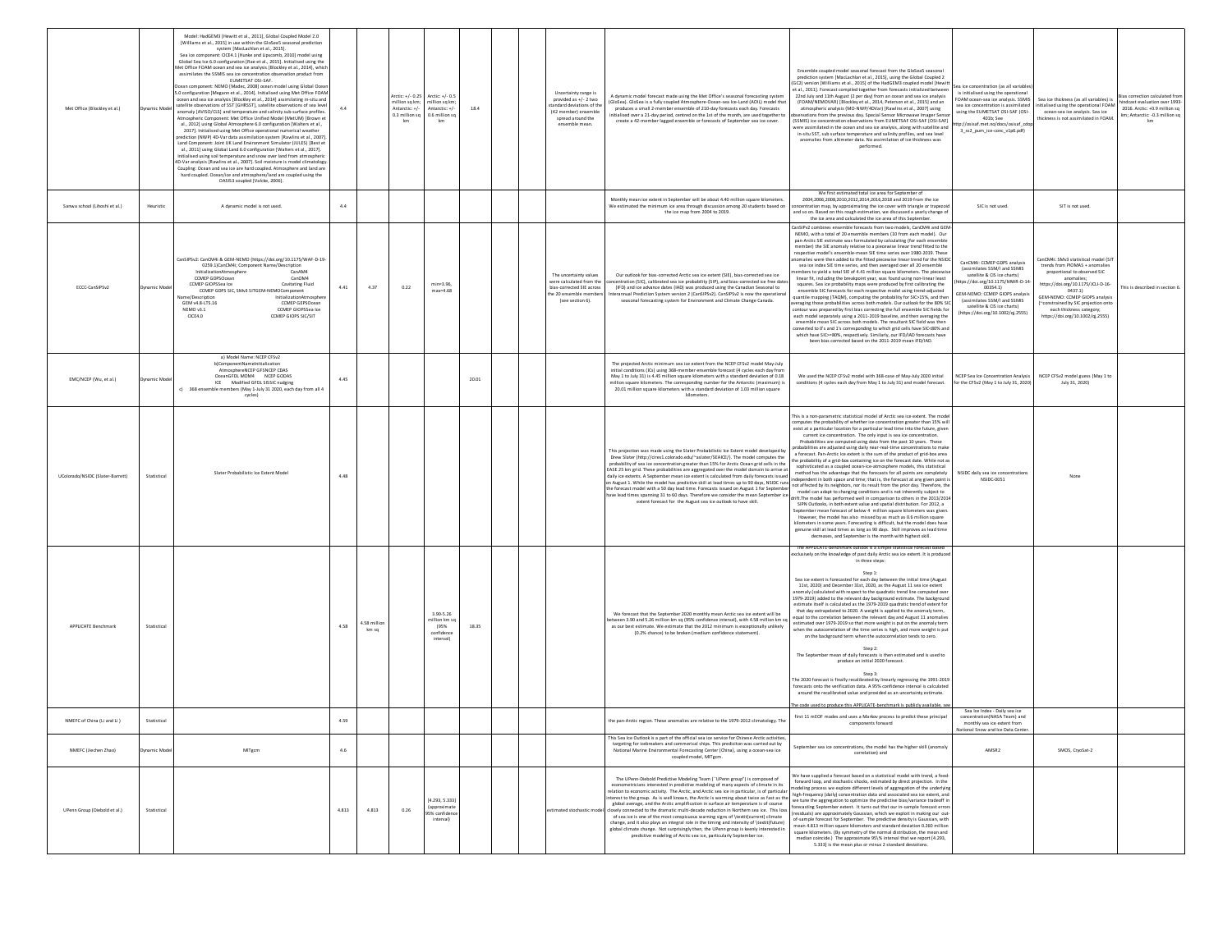| | | | | | | | | | | | | | | | |
|---|---|---|---|---|---|---|---|---|---|---|---|---|---|---|---|
| Met Office (Blockley et al.) | Dynamic Model | Model: HadGEM3 [Hewitt et al., 2011], Global Coupled Model 2.0 [Williams et al., 2015] in use within the GloSea5 seasonal prediction system [MacLachlan et al., 2015]. Sea ice component: CICE4.1 [Hunke and Lipscomb, 2010] model using Global Sea Ice 6.0 configuration [Rae et al., 2015]. Initialised using the Met Office FOAM ocean and sea ice analysis [Blockley et al., 2014], which assimilates the SSMIS sea ice concentration observation product from EUMETSAT OSI-SAF. Ocean component: NEMO [Madec, 2008] ocean model using Global Ocean 5.0 configuration [Megann et al., 2014]. Initialised using Met Office FOAM ocean and sea ice analysis [Blockley et al., 2014] assimilating in-situ and satellite observations of SST [GHRSST], satellite observations of sea level anomaly [AVISO/CLS] and temperature and salinity sub-surface profiles. Atmospheric Component: Met Office Unified Model (MetUM) [Brown et al., 2012] using Global Atmosphere 6.0 configuration [Walters et al., 2017]. Initialised using Met Office operational numerical weather prediction (NWP) 4D-Var data assimilation system [Rawlins et al., 2007]. Land Component: Joint UK Land Environment Simulator (JULES) [Best et al., 2011] using Global Land 6.0 configuration [Walters et al., 2017]. Initialised using soil temperature and snow over land from atmospheric 4D-Var analysis [Rawlins et al., 2007]. Soil moisture is model climatology. Coupling: Ocean and sea ice are hard coupled. Atmosphere and land are hard coupled. Ocean/ice and atmosphere/land are coupled using the OASIS3 coupled [Valcke, 2006]. | 4.4 | | Arctic: +/- 0.25 million sq km; Antarctic: +/- 0.3 million sq km | Arctic: +/- 0.5 million sq km; Antarctic: +/- 0.6 million sq km | 18.4 | | | Uncertainty range is provided as +/- two standard deviations of the (42 member) ensemble spread around the ensemble mean. | A dynamic model forecast made using the Met Office's seasonal forecasting system (GloSea). GloSea is a fully coupled Atmosphere-Ocean-sea Ice-Land (AOIL) model that produces a small 2-member ensemble of 210-day forecasts each day. Forecasts initialised over a 21-day period, centred on the 1st of the month, are used together to create a 42-member lagged ensemble or forecasts of September sea ice cover. | Ensemble coupled model seasonal forecast from the GloSea5 seasonal prediction system [MacLachlan et al., 2015], using the Global Coupled 2 (GC2) version [Williams et al., 2015] of the HadGEM3 coupled model [Hewitt et al., 2011]. Forecast compiled together from forecasts initialized between 22nd July and 11th August (2 per day) from an ocean and sea ice analysis (FOAM/NEMOVAR) [Blockley et al., 2014, Peterson et al., 2015] and an atmospheric analysis (MO-NWP/4DVar) [Rawlins et al., 2007] using observations from the previous day. Special Sensor Microwave Imager Sensor (SSMIS) ice concentration observations from EUMETSAT OSI-SAF] were assimilated in the ocean and sea ice analysis, along with satellite and in-situ SST, sub surface temperature and salinity profiles, and sea level anomalies from altimeter data. No assimilation of ice thickness was performed. | Sea ice concentration (as all variables) is initialised using the operational FOAM ocean-sea ice analysis. SSMIS sea ice concentration is assimilated using the EUMETSAT OSI-SAF (OSI-401b; See http://osisaf.met.no/docs/osisaf_cdop3_ss2_pum_ice-conc_v1p6.pdf) | Sea ice thickness (as all variables) is initialised using the operational FOAM ocean-sea ice analysis. Sea ice thickness is not assimilated in FOAM. | Bias correction calculated from hindcast evaluation over 1993-2016. Arctic: +0.9 million sq km; Antarctic: -0.3 million sq km |
| Sanwa school (Lihoshi et al.) | Heuristic | A dynamic model is not used. | 4.4 | | | | | | | | Monthly mean ice extent in September will be about 4.40 million square kilometers. We estimated the minimum ice area through discussion among 20 students based on the ice map from 2004 to 2019. | We first estimated total ice area for September of 2004,2006,2008,2010,2012,2014,2016,2018 and 2019 from the ice concentration map, by approximating the ice cover with triangle or trapezoid and so on. Based on this rough estimation, we discussed a yearly change of the ice area and calculated the ice area of this September. | SIC is not used. | SIT is not used. | |
| ECCC-CanSIPSv2 | Dynamic Model | CanSIPSv2: CanCM4i & GEM-NEMO (https://doi.org/10.1175/WAF-D-19-0259.1)CanCM4i; Component Name/Description InitializationAtmosphere CanAM4 CCMEP GDPSOcean CanOM4 CCMEP GIOPSSea Ice Cavitating Fluid CCMEP GDPS SIC, SMv3 SITGEM-NEMOComponent Name/Description InitializationAtmosphere GEM v4.8-LTS.16 CCMEP GEPSOcean NEMO v3.1 CCMEP GIOPSSea Ice CICE4.0 CCMEP GIOPS SIC/SIT | 4.41 | 4.37 | 0.22 | min=3.96, max=4.68 | | | | The uncertainty values were calculated from the bias-corrected SIE across the 20 ensemble members (see section 6). | Our outlook for bias-corrected Arctic sea ice extent (SIE), bias-corrected sea ice concentration (SIC), calibrated sea ice probability (SIP), and bias-corrected ice free dates (IFD) and ice advance dates (IAD) was produced using the Canadian Seasonal to Interannual Prediction System version 2 (CanSIPSv2). CanSIPSv2 is now the operational seasonal forecasting system for Environment and Climate Change Canada. | CanSIPSv2 combines ensemble forecasts from two models, CanCM4i and GEM-NEMO, with a total of 20 ensemble members (10 from each model). Our pan-Arctic SIE estimate was formulated by calculating (for each ensemble member) the SIE anomaly relative to a piecewise linear trend fitted to the respective model's ensemble-mean SIE time series over 1980-2019. These anomalies were then added to the fitted piecewise linear trend for the NSIDC sea ice index SIE time series, and then averaged over all 20 ensemble members to yield a total SIE of 4.41 million square kilometers. The piecewise linear fit, including the breakpoint year, was found using non-linear least squares. Sea ice probability maps were produced by first calibrating the ensemble SIC forecasts for each respective model using trend-adjusted quantile mapping (TAQM), computing the probability for SIC>15%, and then averaging those probabilities across both models. Our outlook for the 80% SIC contour was prepared by first bias correcting the full ensemble SIC fields for each model separately using a 2011-2019 baseline, and then averaging the ensemble mean SIC across both models. The resultant SIC field was then converted to 0's and 1's corresponding to which grid cells have SIC<80% and which have SIC>=80%, respectively. Similarly, our IFD/IAD forecasts have been bias corrected based on the 2011-2019 mean IFD/IAD. | CanCM4i: CCMEP GDPS analysis (assimilates SSM/I and SSMIS satellite & CIS ice charts) (https://doi.org/10.1175/MWR-D-14-00354.1) GEM-NEMO: CCMEP GIOPS analysis (assimilates SSM/I and SSMIS satellite & CIS ice charts) (https://doi.org/10.1002/qj.2555) | CanCM4i: SMv3 statistical model (SIT trends from PIOMAS + anomalies proportional to observed SIC anomalies; https://doi.org/10.1175/JCLI-D-16-0437.1) GEM-NEMO: CCMEP GIOPS analysis (~constrained by SIC projection onto each thickness category; https://doi.org/10.1002/qj.2555) | This is described in section 6. |
| EMC/NCEP (Wu, et al.) | Dynamic Model | a) Model Name: NCEP CFSv2 b)ComponentNameInitialization AtmosphereNCEP GFSNCEP CDAS OceanGFDL MOM4 NCEP GODAS ICE Modified GFDL SISSIC nudging c) 368 ensemble members (May 1-July 31 2020, each day from all 4 cycles) | 4.45 | | | | 20.01 | | | | The projected Arctic minimum sea ice extent from the NCEP CFSv2 Model May-July initial conditions (ICs) using 368-member ensemble forecast (4 cycles each day from May 1 to July 31) is 4.45 million square kilometers with a standard deviation of 0.18 million square kilometers. The corresponding number for the Antarctic (maximum) is 20.01 million square kilometers with a standard deviation of 1.03 million square kilometers. | We used the NCEP CFSv2 model with 368-case of May-July 2020 initial conditions (4 cycles each day from May 1 to July 31) and model forecast. | NCEP Sea Ice Concentration Analysis for the CFSv2 (May 1 to July 31, 2020) | NCEP CFSv2 model guess (May 1 to July 31, 2020) | |
| UColorado/NSIDC (Slater-Barrett) | Statistical | Slater Probabilistic Ice Extent Model | 4.48 | | | | | | | | This projection was made using the Slater Probabilistic Ice Extent model developed by Drew Slater (http://cires1.colorado.edu/~aslater/SEAICE/). The model computes the probability of sea ice concentration greater than 15% for Arctic Ocean grid cells in the EASE 25 km grid. These probabilities are aggregated over the model domain to arrive at daily ice-extents. A September mean ice extent is calculated from daily forecasts issued on August 1. While the model has predictive skill at lead times up to 90 days, NSIDC runs the forecast model with a 50 day lead time. Forecasts issued on August 1 for September have lead times spanning 31 to 60 days. Therefore we consider the mean September ice extent forecast for the August sea ice outlook to have skill. | This is a non-parametric statistical model of Arctic sea ice extent. The model computes the probability of whether ice concentration greater than 15% will exist at a particular location for a particular lead time into the future, given current ice concentration. The only input is sea ice concentration. Probabilities are computed using data from the past 10 years. These probabilities are adjusted using daily near-real-time concentrations to make a forecast. Pan-Arctic ice extent is the sum of the product of grid-box area the probability of a grid-box containing ice on the forecast date. While not as sophisticated as a coupled ocean-ice-atmosphere models, this statistical method has the advantage that the forecasts for all points are completely independent in both space and time; that is, the forecast at any given point is not affected by its neighbors, nor its result from the prior day. Therefore, the model can adapt to changing conditions and is not inherently subject to drift.The model has performed well in comparison to others in the 2013/2014 SIPN Outlooks, in both extent value and spatial distribution. For 2012, a September mean forecast of below 4 million square kilometers was given. However, the model has also missed by as much as 0.6 million square kilometers in some years. Forecasting is difficult, but the model does have genuine skill at least as long as 90 days. Skill improves as lead time decreases, and September is the month with highest skill. | NSIDC daily sea ice concentrations NSIDC-0051 | None | |
| APPLICATE Benchmark | Statistical | | 4.58 | 4.58 million km sq | | 3.90-5.26 million km sq (95% confidence interval) | 18.35 | | | | We forecast that the September 2020 monthly mean Arctic sea ice extent will be between 3.90 and 5.26 million km sq (95% confidence interval), with 4.58 million km sq as our best estimate. We estimate that the 2012 minimum is exceptionally unlikely (0.2% chance) to be broken (medium confidence statement). | The APPLICATE-benchmark outlook is a simple statistical forecast based exclusively on the knowledge of past daily Arctic sea ice extent. It is produced in three steps: Step 1: Sea ice extent is forecasted for each day between the initial time (August 11st, 2020) and December 31st, 2020, as the August 11 sea ice extent anomaly (calculated with respect to the quadratic trend line computed over 1979-2019) added to the relevant day background estimate. The background estimate itself is calculated as the 1979-2019 quadratic trend of extent for that day extrapolated to 2020. A weight is applied to the anomaly term, equal to the correlation between the relevant day and August 11 anomalies estimated over 1979-2019 so that more weight is put on the anomaly term when the autocorrelation of the time series is high, and more weight is put on the background term when the autocorrelation tends to zero. Step 2: The September mean of daily forecasts is then estimated and is used to produce an initial 2020 forecast. Step 3: The 2020 forecast is finally recalibrated by linearly regressing the 1991-2019 forecasts onto the verification data. A 95% confidence interval is calculated around the recalibrated value and provided as an uncertainty estimate. The code used to produce this APPLICATE-benchmark is publicly available, see | | | |
| NMEFC of China (Li and Li) | Statistical | | 4.59 | | | | | | | | the pan-Arctic region. These anomalies are relative to the 1979-2012 climatology. The | first 11 mEOF modes and uses a Markov process to predict these principal components forward | Sea Ice Index - Daily sea ice concentration(NASA Team) and monthly sea ice extent from National Snow and Ice Data Center. | | |
| NMEFC (Jiechen Zhao) | Dynamic Model | MITgcm | 4.6 | | | | | | | | This Sea Ice Outlook is a part of the official sea ice service for Chinese Arctic activities, targeting for icebreakers and commerical ships. This prediction was carried out by National Marine Environmental Forecasting Center (China), using a ocean-sea ice coupled model, MITgcm. | September sea ice concentrations, the model has the higher skill (anomaly correlation) and | AMSR2 | SMOS, CryoSat-2 | |
| UPenn Group (Diebold et al.) | Statistical | | 4.813 | 4.813 | 0.26 | [4.293, 5.333] (approximate 95% confidence interval) | | | | estimated stochastic model | The UPenn-Diebold Predictive Modeling Team (``UPenn group'') is composed of econometricians interested in predictive modeling of many aspects of climate in its relation to economic activity. The Arctic, and Arctic sea ice in particular, is of particular interest to the group. As is well known, the Arctic is warming about twice as fast as the global average, and the Arctic amplification in surface air temperature is of course closely connected to the dramatic multi-decade reduction in Northern sea ice. This loss of sea ice is one of the most conspicuous warning signs of \textit{current} climate change, and it also plays an integral role in the timing and intensity of \textit{future} global climate change. Not surprisingly then, the UPenn group is keenly interested in predictive modeling of Arctic sea ice, particularly September ice. | We have supplied a forecast based on a statistical model with trend, a feed-forward loop, and stochastic shocks, estimated by direct projection. In the modeling process we explore different levels of aggregation of the underlying high-frequency (daily) concentration data and associated sea ice extent, and we tune the aggregation to optimize the predictive bias/variance tradeoff in forecasting September extent. It turns out that our in-sample forecast errors (residuals) are approximately Gaussian, which we exploit in making our out-of-sample forecast for September. The predictive density is Gaussian, with mean 4.813 million square kilometers and standard deviation 0.260 million square kilometers. (By symmetry of the normal distribution, the mean and median coincide.) The approximate 95\% interval that we report (4.293, 5.333) is the mean plus or minus 2 standard deviations. | | | |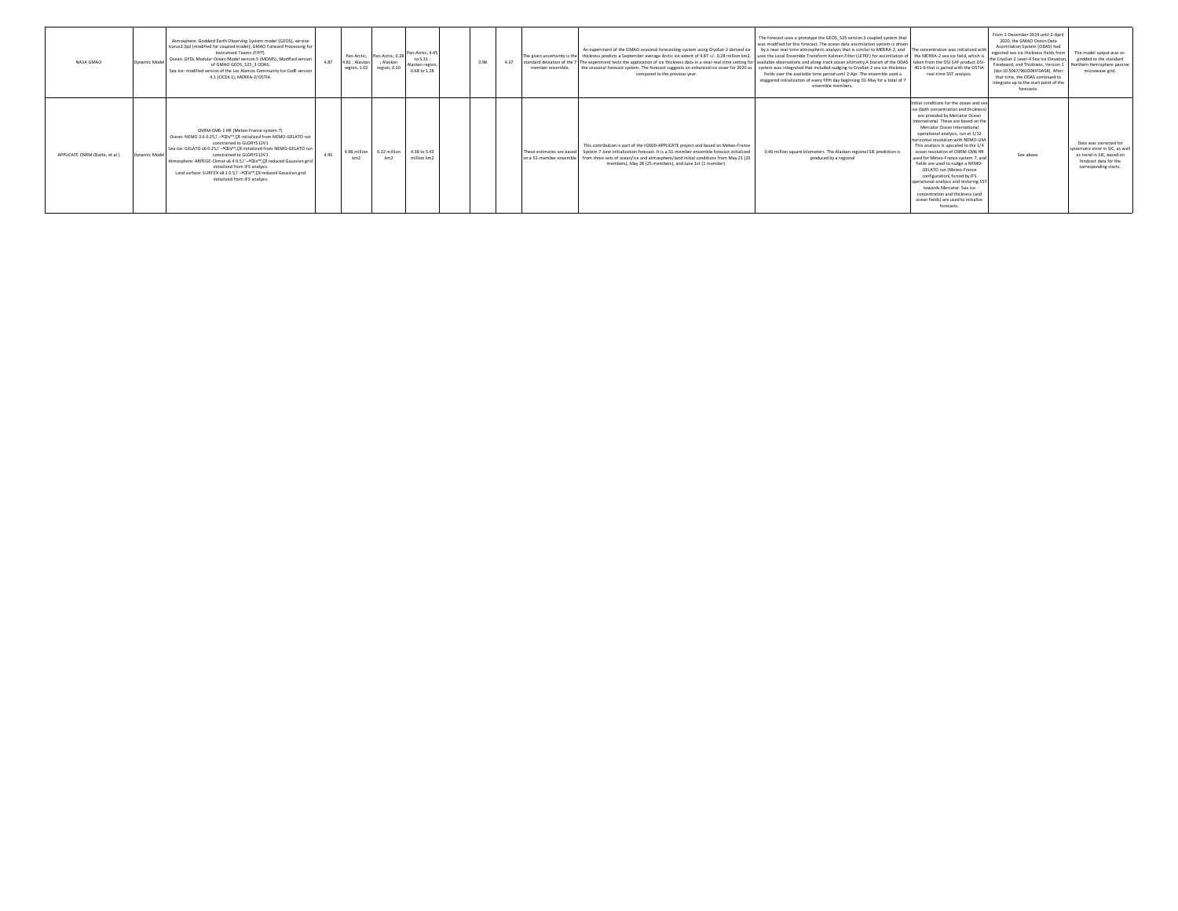| | | | | | | | | | | | | | | | | |
|---|---|---|---|---|---|---|---|---|---|---|---|---|---|---|---|---|
| NASA GMAO | Dynamic Model | Atmosphere: Goddard Earth Observing System model (GEOS), version Icarus3.3p2 (modified for coupled model); GMAO Forward Processing for Instrument Teams (FP-IT). Ocean: GFDL Modular Ocean Model version 5 (MOM5); Modified version of GMAO GEOS_S2S_3 ODAS. Sea Ice: modified version of the Los Alamos Community Ice CodE version 4.1 (CICE4.1); MERRA-2/OSTIA. | 4.87 | Pan-Arctic, 4.81 ; Alaskan region, 1.02 | Pan-Arctic, 0.28 ; Alaskan region, 0.20 | Pan-Arctic, 4.45 to 5.31 ; Alaskan region, 0.68 to 1.28 | | | 0.98 | 4.37 | The given uncertainty is the standard deviation of the 7 member ensemble. | An experiment of the GMAO seasonal forecasting system using CryoSat-2 derived ice thickness predicts a September average Arctic ice extent of 4.87 +/- 0.28 million km2. The experiment tests the application of ice thickness data in a near-real time setting for the seasonal forecast system. The forecast suggests an enhanced ice cover for 2020 as compared to the previous year. | The forecast uses a prototype the GEOS_S2S version 3 coupled system that was modified for this forecast. The ocean data assimilation system is driven by a near real-time atmospheric analysis that is similar to MERRA-2, and uses the Local Ensemble Transform Kalman Filter (LETKF) for assimilation of available observations and along-track ocean altimetry.A branch of the ODAS system was integrated that included nudging to CryoSat-2 sea ice thickness fields over the available time period until 2-Apr. The ensemble used a staggered initialization of every fifth day beginning 01-May for a total of 7 ensemble members. | The concentration was initialized with the MERRA-2 sea ice field, which is taken from the OSI SAF product OSI-401-b that is paired with the OSTIA real-time SST analysis. | From 1-December 2019 until 2-April 2020, the GMAO Ocean Data Assimilation System (ODAS) had ingested sea ice thickness fields from the CryoSat-2 Level-4 Sea Ice Elevation, Freeboard, and Thickness, Version 1 (doi:10.5067/96JO0KIFDAS8). After that time, the ODAS continued to integrate up to the start point of the forecasts. | The model output was re-gridded to the standard Northern Hemisphere passive microwave grid. |
| APPLICATE CNRM (Batte, et al.) | Dynamic Model | CNRM-CM6-1 HR (Meteo-France system 7) Ocean: NEMO 3.6 0.25,Ï¸−ÂŒï»¯,ÇB initialized from NEMO-GELATO run constrained to GLORYS12V1 Sea ice: GELATO v6 0.25,Ï¸−ÂŒï»¯,ÇB initialized from NEMO-GELATO run constrained to GLORYS12V1 Atmosphere: ARPEGE-Climat v6.4 0.5,Ï¸−ÂŒï»¯,ÇB reduced Gaussian grid initialized from IFS analysis Land surface: SURFEX v8.1 0.5,Ï¸−ÂŒï»¯,ÇB reduced Gaussian grid initialized from IFS analysis | 4.95 | 4.98 million km2 | 0.22 million km2 | 4.38 to 5.43 million km2 | | | | | These estimates are based on a 51-member ensemble | This contribution is part of the H2020-APPLICATE project and based on Meteo-France System 7 June initialization forecast. It is a 51-member ensemble forecast initialized from three sets of ocean/ice and atmosphere/land initial conditions from May 21 (25 members), May 28 (25 members), and June 1st (1 member). | 0.46 million square kilometers. The Alaskan regional SIE prediction is produced by a regional | Initial conditions for the ocean and sea ice (both concentration and thickness) are provided by Mercator Ocean International. These are based on the Mercator Ocean International operational analysis, run at 1/12 horizontal resolution with NEMO-LIM. This analysis is upscaled to the 1/4 ocean resolution of CNRM-CM6 HR used for Meteo-France system 7, and fields are used to nudge a NEMO-GELATO run (Meteo-France configuration) forced by IFS operational analysis and restoring SST towards Mercator. Sea ice concentration and thickness (and ocean fields) are used to initialize forecasts. | See above. | Data was corrected for systematic error in SIC, as well as trend in SIE, based on hindcast data for the corresponding starts. |